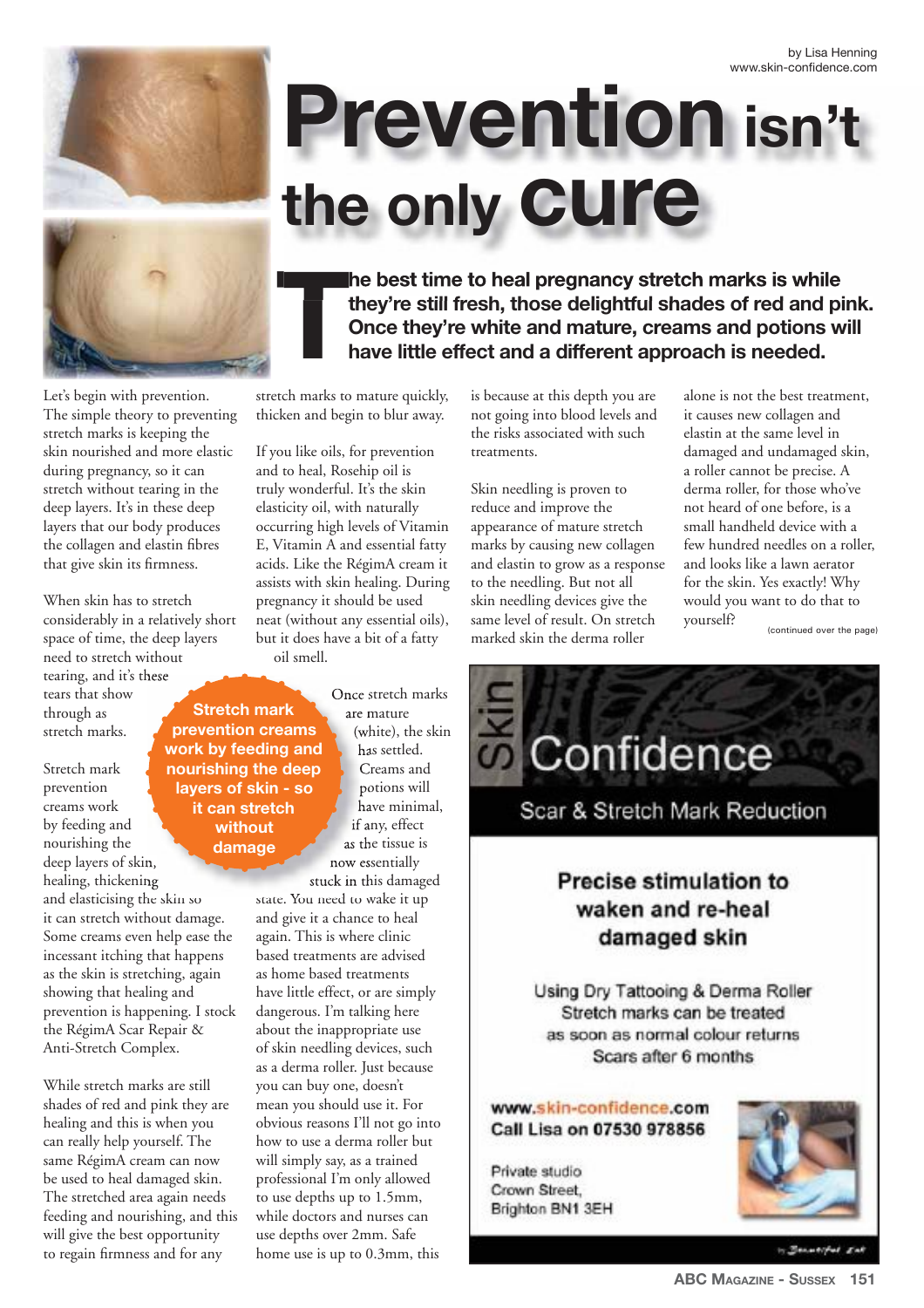by Lisa Henning
www.skin-confidence.com

# Prevention isn't the only cure

**The best time to heal pregnancy stretch marks is while they're still fresh, those delightful shades of red and pink. Once they're white and mature, creams and potions will have little effect and a different approach is needed.**

Let's begin with prevention. The simple theory to preventing stretch marks is keeping the skin nourished and more elastic during pregnancy, so it can stretch without tearing in the deep layers. It's in these deep layers that our body produces the collagen and elastin fibres that give skin its firmness.

When skin has to stretch considerably in a relatively short space of time, the deep layers need to stretch without tearing, and it's these tears that show through as stretch marks.

> **Stretch mark prevention creams work by feeding and nourishing the deep layers of skin - so it can stretch without damage**

Stretch mark prevention creams work by feeding and nourishing the deep layers of skin, healing, thickening and elasticising the skin so it can stretch without damage. Some creams even help ease the incessant itching that happens as the skin is stretching, again showing that healing and prevention is happening. I stock the RégimA Scar Repair & Anti-Stretch Complex.

While stretch marks are still shades of red and pink they are healing and this is when you can really help yourself. The same RégimA cream can now be used to heal damaged skin. The stretched area again needs feeding and nourishing, and this will give the best opportunity to regain firmness and for any stretch marks to mature quickly, thicken and begin to blur away.

If you like oils, for prevention and to heal, Rosehip oil is truly wonderful. It's the skin elasticity oil, with naturally occurring high levels of Vitamin E, Vitamin A and essential fatty acids. Like the RégimA cream it assists with skin healing. During pregnancy it should be used neat (without any essential oils), but it does have a bit of a fatty oil smell.

Once stretch marks are mature (white), the skin has settled. Creams and potions will have minimal, if any, effect as the tissue is now essentially stuck in this damaged state. You need to wake it up and give it a chance to heal again. This is where clinic based treatments are advised as home based treatments have little effect, or are simply dangerous. I'm talking here about the inappropriate use of skin needling devices, such as a derma roller. Just because you can buy one, doesn't mean you should use it. For obvious reasons I'll not go into how to use a derma roller but will simply say, as a trained professional I'm only allowed to use depths up to 1.5mm, while doctors and nurses can use depths over 2mm. Safe home use is up to 0.3mm, this is because at this depth you are not going into blood levels and the risks associated with such treatments.

Skin needling is proven to reduce and improve the appearance of mature stretch marks by causing new collagen and elastin to grow as a response to the needling. But not all skin needling devices give the same level of result. On stretch marked skin the derma roller alone is not the best treatment, it causes new collagen and elastin at the same level in damaged and undamaged skin, a roller cannot be precise. A derma roller, for those who've not heard of one before, is a small handheld device with a few hundred needles on a roller, and looks like a lawn aerator for the skin. Yes exactly! Why would you want to do that to yourself?

(continued over the page)

## Skin Confidence

### Scar & Stretch Mark Reduction

**Precise stimulation to waken and re-heal damaged skin**

Using Dry Tattooing & Derma Roller
Stretch marks can be treated as soon as normal colour returns
Scars after 6 months

**www.skin-confidence.com**
**Call Lisa on 07530 978856**

Private studio
Crown Street,
Brighton BN1 3EH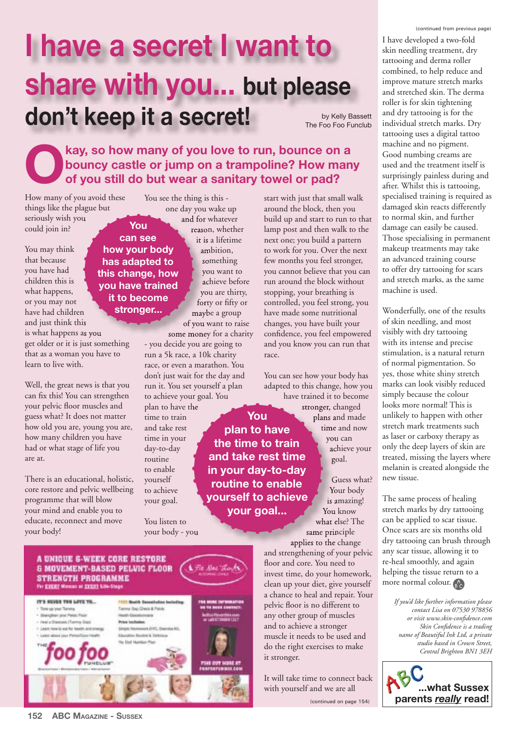# I have a secret I want to share with you... but please don't keep it a secret!

by Kelly Bassett
The Foo Foo Funclub

**Okay, so how many of you love to run, bounce on a bouncy castle or jump on a trampoline? How many of you still do but wear a sanitary towel or pad?**

How many of you avoid these things like the plague but seriously wish you could join in?

You may think that because you have had children this is what happens, or you may not have had children and just think this is what happens as you get older or it is just something that as a woman you have to learn to live with.

Well, the great news is that you can fix this! You can strengthen your pelvic floor muscles and guess what? It does not matter how old you are, young you are, how many children you have had or what stage of life you are at.

There is an educational, holistic, core restore and pelvic wellbeing programme that will blow your mind and enable you to educate, reconnect and move your body!

**You can see how your body has adapted to this change, how you have trained it to become stronger...**

You see the thing is this - one day you wake up and for whatever reason, whether it is a lifetime ambition, something you want to achieve before you are thirty, forty or fifty or maybe a group of you want to raise some money for a charity - you decide you are going to run a 5k race, a 10k charity race, or even a marathon. You don't just wait for the day and run it. You set yourself a plan to achieve your goal. You plan to have the time to train and take rest time in your day-to-day routine to enable yourself to achieve your goal.

**You plan to have the time to train and take rest time in your day-to-day routine to enable yourself to achieve your goal...**

You listen to your body - you start with just that small walk around the block, then you build up and start to run to that lamp post and then walk to the next one; you build a pattern to work for you. Over the next few months you feel stronger, you cannot believe that you can run around the block without stopping, your breathing is controlled, you feel strong, you have made some nutritional changes, you have built your confidence, you feel empowered and you know you can run that race.

You can see how your body has adapted to this change, how you have trained it to become stronger, changed plans and made time and now you can achieve your goal.

Guess what? Your body is amazing! You know what else? The same principle applies to the change and strengthening of your pelvic floor and core. You need to invest time, do your homework, clean up your diet, give yourself a chance to heal and repair. Your pelvic floor is no different to any other group of muscles and to achieve a stronger muscle it needs to be used and do the right exercises to make it stronger.

It will take time to connect back with yourself and we are all

(continued on page 154)

A UNIQUE 6-WEEK CORE RESTORE & MOVEMENT-BASED PELVIC FLOOR STRENGTH PROGRAMME
For EVERY Woman at EVERY Life-Stage

IT'S NEVER TOO LATE TO...
- Tone up your Tummy
- Strengthen your Pelvic Floor
- Heal a Diastasis (Tummy Gap)
- Learn how to eat for health and energy
- Learn about your Pelvic/Core Health

FREE Health Consultation including: Tummy Gap Check & Pelvic Health Questionnaire

Price includes: Simple Homework DVD, Exercise Kit, Education Booklet & Delicious 'No Diet' Nutrition Plan

FOR MORE INFORMATION OR TO BOOK CONTACT: kelly@foofoofunclub.com or call 07590681227

FIND OUT MORE AT FOOFOOFUNCLUB.COM

The foo foo FUNCLUB

(continued from previous page)

I have developed a two-fold skin needling treatment, dry tattooing and derma roller combined, to help reduce and improve mature stretch marks and stretched skin. The derma roller is for skin tightening and dry tattooing is for the individual stretch marks. Dry tattooing uses a digital tattoo machine and no pigment. Good numbing creams are used and the treatment itself is surprisingly painless during and after. Whilst this is tattooing, specialised training is required as damaged skin reacts differently to normal skin, and further damage can easily be caused. Those specialising in permanent makeup treatments may take an advanced training course to offer dry tattooing for scars and stretch marks, as the same machine is used.

Wonderfully, one of the results of skin needling, and most visibly with dry tattooing with its intense and precise stimulation, is a natural return of normal pigmentation. So yes, those white shiny stretch marks can look visibly reduced simply because the colour looks more normal! This is unlikely to happen with other stretch mark treatments such as laser or carboxy therapy as only the deep layers of skin are treated, missing the layers where melanin is created alongside the new tissue.

The same process of healing stretch marks by dry tattooing can be applied to scar tissue. Once scars are six months old dry tattooing can brush through any scar tissue, allowing it to re-heal smoothly, and again helping the tissue return to a more normal colour.

*If you'd like further information please contact Lisa on 07530 978856 or visit www.skin-confidence.com Skin Confidence is a trading name of Beautiful Ink Ltd, a private studio based in Crown Street, Central Brighton BN1 3EH*

ABC ...what Sussex parents *really* read!